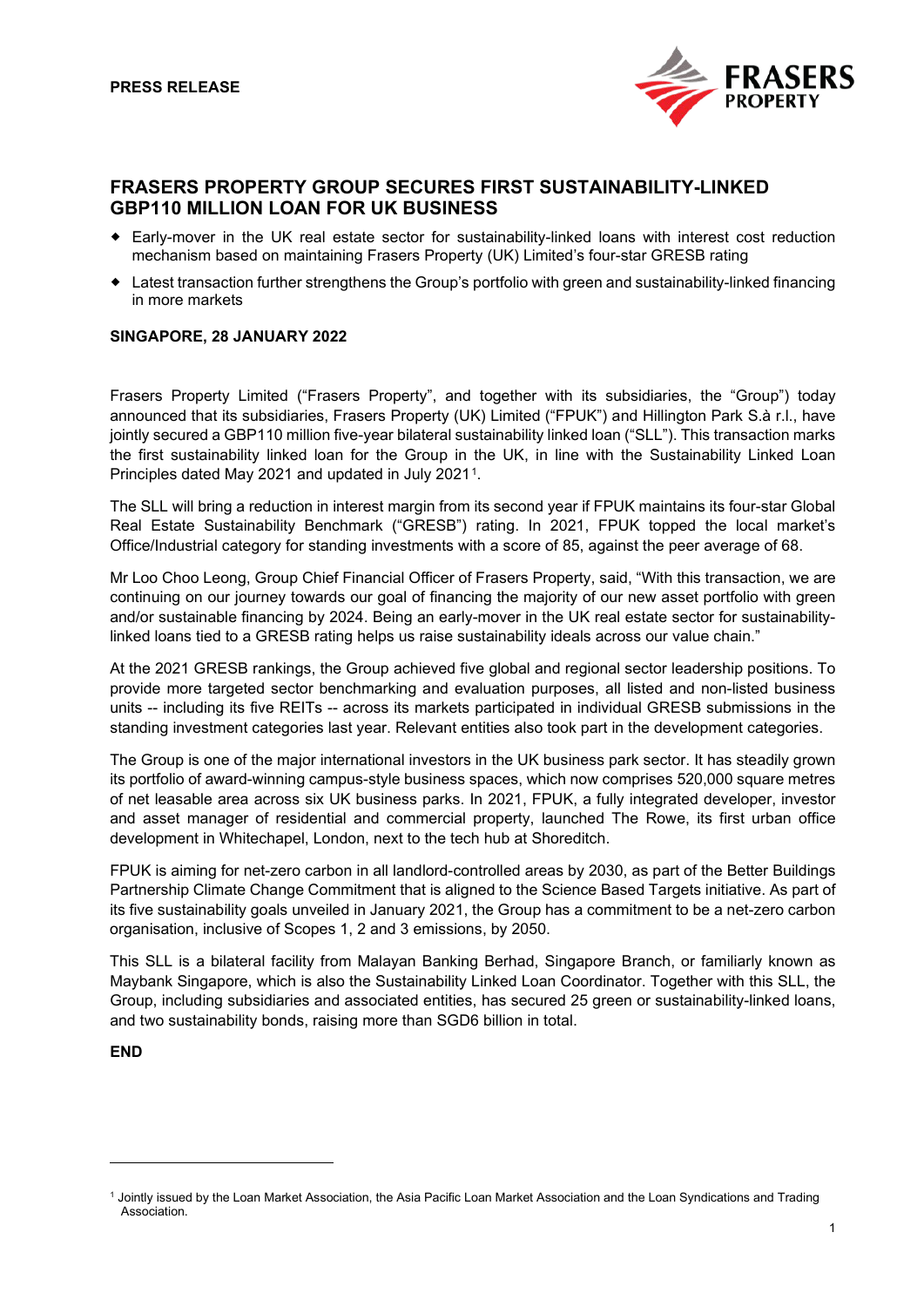**PRESS RELEASE**

# FRASERS PROPERTY GROUP SECURES FIRST SUSTAINABILITY-LINKED GBP110 MILLION LOAN FOR UK BUSINESS

- Early-mover in the UK real estate sector for sustainability-linked loans with interest cost reduction mechanism based on maintaining Frasers Property (UK) Limited's four-star GRESB rating
- Latest transaction further strengthens the Group's portfolio with green and sustainability-linked financing in more markets

**SINGAPORE, 28 JANUARY 2022**

Frasers Property Limited ("Frasers Property", and together with its subsidiaries, the "Group") today announced that its subsidiaries, Frasers Property (UK) Limited ("FPUK") and Hillington Park S.à r.l., have jointly secured a GBP110 million five-year bilateral sustainability linked loan ("SLL"). This transaction marks the first sustainability linked loan for the Group in the UK, in line with the Sustainability Linked Loan Principles dated May 2021 and updated in July 2021[1].

The SLL will bring a reduction in interest margin from its second year if FPUK maintains its four-star Global Real Estate Sustainability Benchmark ("GRESB") rating. In 2021, FPUK topped the local market's Office/Industrial category for standing investments with a score of 85, against the peer average of 68.

Mr Loo Choo Leong, Group Chief Financial Officer of Frasers Property, said, "With this transaction, we are continuing on our journey towards our goal of financing the majority of our new asset portfolio with green and/or sustainable financing by 2024. Being an early-mover in the UK real estate sector for sustainability-linked loans tied to a GRESB rating helps us raise sustainability ideals across our value chain."

At the 2021 GRESB rankings, the Group achieved five global and regional sector leadership positions. To provide more targeted sector benchmarking and evaluation purposes, all listed and non-listed business units -- including its five REITs -- across its markets participated in individual GRESB submissions in the standing investment categories last year. Relevant entities also took part in the development categories.

The Group is one of the major international investors in the UK business park sector. It has steadily grown its portfolio of award-winning campus-style business spaces, which now comprises 520,000 square metres of net leasable area across six UK business parks. In 2021, FPUK, a fully integrated developer, investor and asset manager of residential and commercial property, launched The Rowe, its first urban office development in Whitechapel, London, next to the tech hub at Shoreditch.

FPUK is aiming for net-zero carbon in all landlord-controlled areas by 2030, as part of the Better Buildings Partnership Climate Change Commitment that is aligned to the Science Based Targets initiative. As part of its five sustainability goals unveiled in January 2021, the Group has a commitment to be a net-zero carbon organisation, inclusive of Scopes 1, 2 and 3 emissions, by 2050.

This SLL is a bilateral facility from Malayan Banking Berhad, Singapore Branch, or familiarly known as Maybank Singapore, which is also the Sustainability Linked Loan Coordinator. Together with this SLL, the Group, including subsidiaries and associated entities, has secured 25 green or sustainability-linked loans, and two sustainability bonds, raising more than SGD6 billion in total.

**END**

---

[1] Jointly issued by the Loan Market Association, the Asia Pacific Loan Market Association and the Loan Syndications and Trading Association.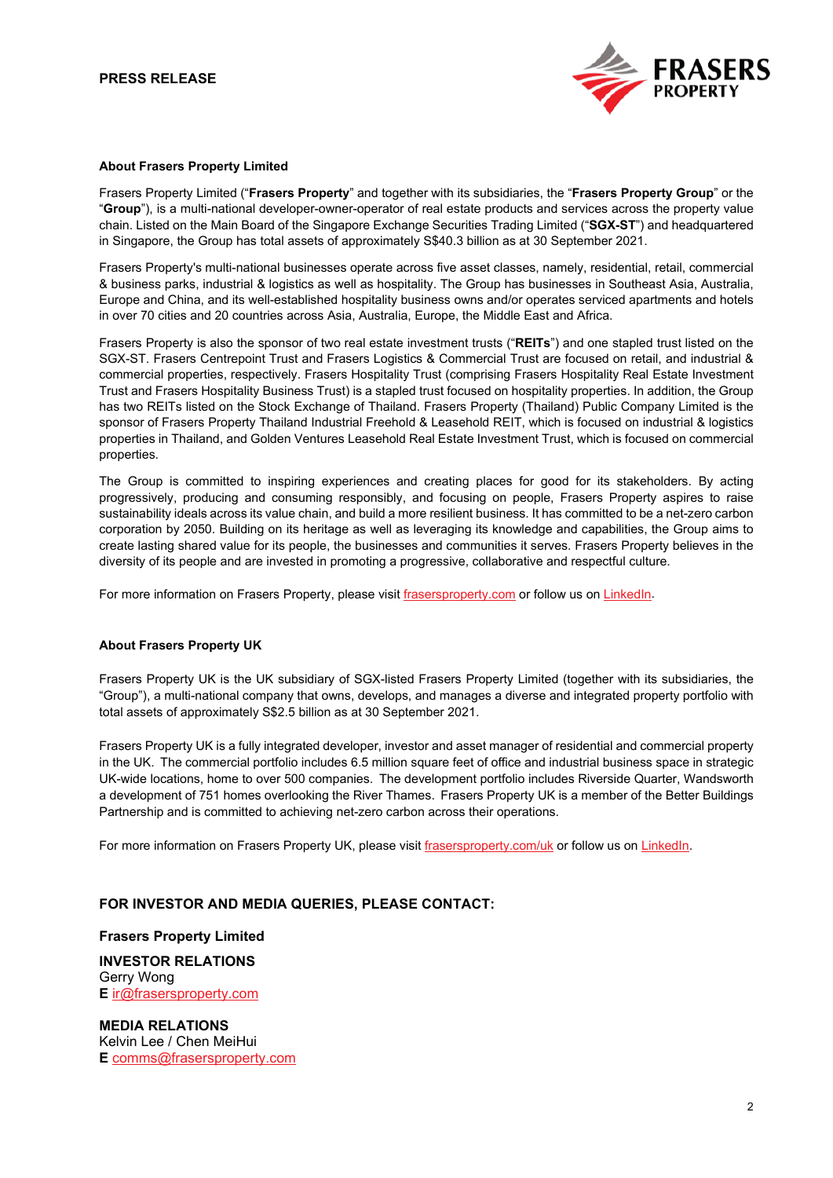**About Frasers Property Limited**

Frasers Property Limited ("**Frasers Property**" and together with its subsidiaries, the "**Frasers Property Group**" or the "**Group**"), is a multi-national developer-owner-operator of real estate products and services across the property value chain. Listed on the Main Board of the Singapore Exchange Securities Trading Limited ("**SGX-ST**") and headquartered in Singapore, the Group has total assets of approximately S$40.3 billion as at 30 September 2021.

Frasers Property's multi-national businesses operate across five asset classes, namely, residential, retail, commercial & business parks, industrial & logistics as well as hospitality. The Group has businesses in Southeast Asia, Australia, Europe and China, and its well-established hospitality business owns and/or operates serviced apartments and hotels in over 70 cities and 20 countries across Asia, Australia, Europe, the Middle East and Africa.

Frasers Property is also the sponsor of two real estate investment trusts ("**REITs**") and one stapled trust listed on the SGX-ST. Frasers Centrepoint Trust and Frasers Logistics & Commercial Trust are focused on retail, and industrial & commercial properties, respectively. Frasers Hospitality Trust (comprising Frasers Hospitality Real Estate Investment Trust and Frasers Hospitality Business Trust) is a stapled trust focused on hospitality properties. In addition, the Group has two REITs listed on the Stock Exchange of Thailand. Frasers Property (Thailand) Public Company Limited is the sponsor of Frasers Property Thailand Industrial Freehold & Leasehold REIT, which is focused on industrial & logistics properties in Thailand, and Golden Ventures Leasehold Real Estate Investment Trust, which is focused on commercial properties.

The Group is committed to inspiring experiences and creating places for good for its stakeholders. By acting progressively, producing and consuming responsibly, and focusing on people, Frasers Property aspires to raise sustainability ideals across its value chain, and build a more resilient business. It has committed to be a net-zero carbon corporation by 2050. Building on its heritage as well as leveraging its knowledge and capabilities, the Group aims to create lasting shared value for its people, the businesses and communities it serves. Frasers Property believes in the diversity of its people and are invested in promoting a progressive, collaborative and respectful culture.

For more information on Frasers Property, please visit frasersproperty.com or follow us on LinkedIn.

**About Frasers Property UK**

Frasers Property UK is the UK subsidiary of SGX-listed Frasers Property Limited (together with its subsidiaries, the "Group"), a multi-national company that owns, develops, and manages a diverse and integrated property portfolio with total assets of approximately S$2.5 billion as at 30 September 2021.

Frasers Property UK is a fully integrated developer, investor and asset manager of residential and commercial property in the UK. The commercial portfolio includes 6.5 million square feet of office and industrial business space in strategic UK-wide locations, home to over 500 companies. The development portfolio includes Riverside Quarter, Wandsworth a development of 751 homes overlooking the River Thames. Frasers Property UK is a member of the Better Buildings Partnership and is committed to achieving net-zero carbon across their operations.

For more information on Frasers Property UK, please visit frasersproperty.com/uk or follow us on LinkedIn.

**FOR INVESTOR AND MEDIA QUERIES, PLEASE CONTACT:**

**Frasers Property Limited**

**INVESTOR RELATIONS**
Gerry Wong
**E** ir@frasersproperty.com

**MEDIA RELATIONS**
Kelvin Lee / Chen MeiHui
**E** comms@frasersproperty.com